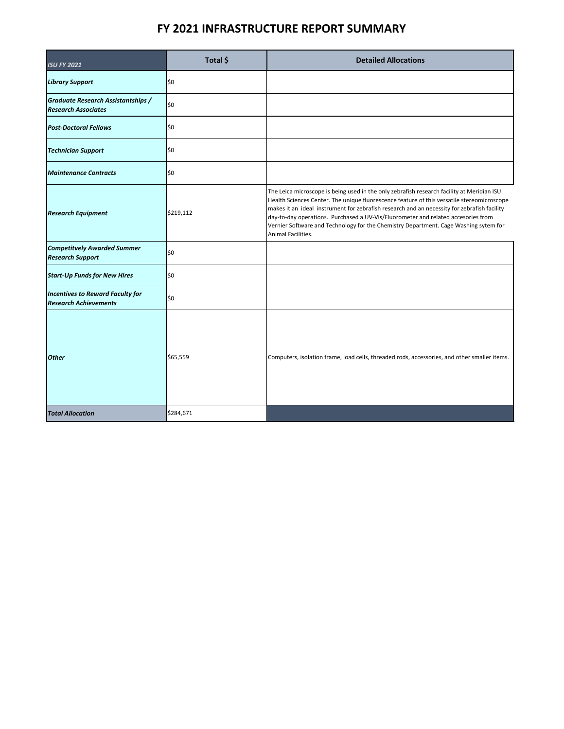# FY 2021 INFRASTRUCTURE REPORT SUMMARY

| *ISU FY 2021* | Total $ | Detailed Allocations |
|---|---|---|
| ***Library Support*** | $0 | |
| ***Graduate Research Assistantships / Research Associates*** | $0 | |
| ***Post-Doctoral Fellows*** | $0 | |
| ***Technician Support*** | $0 | |
| ***Maintenance Contracts*** | $0 | |
| ***Research Equipment*** | $219,112 | The Leica microscope is being used in the only zebrafish research facility at Meridian ISU Health Sciences Center. The unique fluorescence feature of this versatile stereomicroscope makes it an ideal instrument for zebrafish research and an necessity for zebrafish facility day-to-day operations. Purchased a UV-Vis/Fluorometer and related accesories from Vernier Software and Technology for the Chemistry Department. Cage Washing sytem for Animal Facilities. |
| ***Competitvely Awarded Summer Research Support*** | $0 | |
| ***Start-Up Funds for New Hires*** | $0 | |
| ***Incentives to Reward Faculty for Research Achievements*** | $0 | |
| ***Other*** | $65,559 | Computers, isolation frame, load cells, threaded rods, accessories, and other smaller items. |
| ***Total Allocation*** | $284,671 | |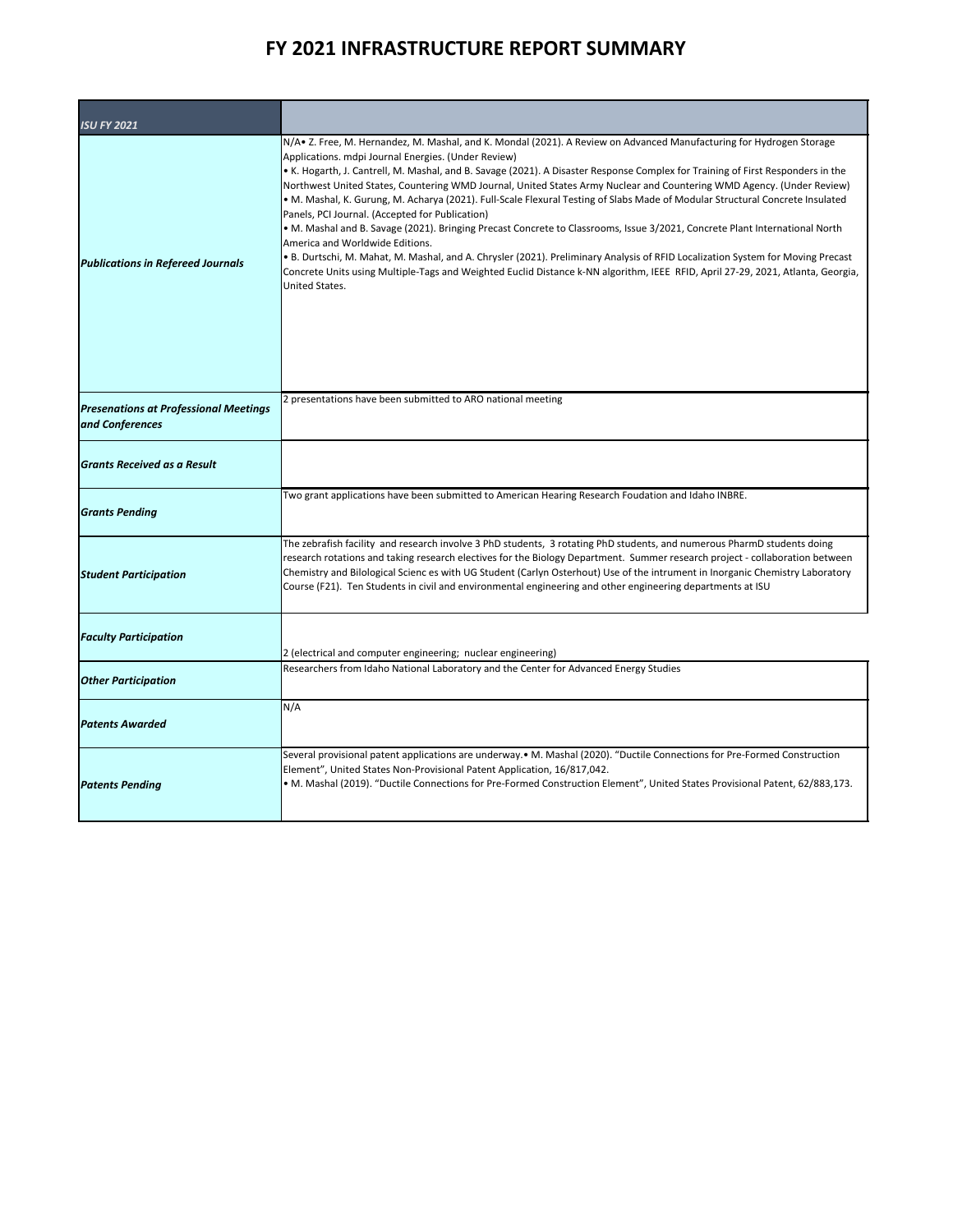# FY 2021 INFRASTRUCTURE REPORT SUMMARY

| *ISU FY 2021* | |
|---|---|
| ***Publications in Refereed Journals*** | N/A• Z. Free, M. Hernandez, M. Mashal, and K. Mondal (2021). A Review on Advanced Manufacturing for Hydrogen Storage Applications. mdpi Journal Energies. (Under Review)<br>• K. Hogarth, J. Cantrell, M. Mashal, and B. Savage (2021). A Disaster Response Complex for Training of First Responders in the Northwest United States, Countering WMD Journal, United States Army Nuclear and Countering WMD Agency. (Under Review)<br>• M. Mashal, K. Gurung, M. Acharya (2021). Full-Scale Flexural Testing of Slabs Made of Modular Structural Concrete Insulated Panels, PCI Journal. (Accepted for Publication)<br>• M. Mashal and B. Savage (2021). Bringing Precast Concrete to Classrooms, Issue 3/2021, Concrete Plant International North America and Worldwide Editions.<br>• B. Durtschi, M. Mahat, M. Mashal, and A. Chrysler (2021). Preliminary Analysis of RFID Localization System for Moving Precast Concrete Units using Multiple-Tags and Weighted Euclid Distance k-NN algorithm, IEEE RFID, April 27-29, 2021, Atlanta, Georgia, United States. |
| ***Presenations at Professional Meetings and Conferences*** | 2 presentations have been submitted to ARO national meeting |
| ***Grants Received as a Result*** | |
| ***Grants Pending*** | Two grant applications have been submitted to American Hearing Research Foudation and Idaho INBRE. |
| ***Student Participation*** | The zebrafish facility and research involve 3 PhD students, 3 rotating PhD students, and numerous PharmD students doing research rotations and taking research electives for the Biology Department. Summer research project - collaboration between Chemistry and Bilological Scienc es with UG Student (Carlyn Osterhout) Use of the intrument in Inorganic Chemistry Laboratory Course (F21). Ten Students in civil and environmental engineering and other engineering departments at ISU |
| ***Faculty Participation*** | 2 (electrical and computer engineering; nuclear engineering) |
| ***Other Participation*** | Researchers from Idaho National Laboratory and the Center for Advanced Energy Studies |
| ***Patents Awarded*** | N/A |
| ***Patents Pending*** | Several provisional patent applications are underway.• M. Mashal (2020). "Ductile Connections for Pre-Formed Construction Element", United States Non-Provisional Patent Application, 16/817,042.<br>• M. Mashal (2019). "Ductile Connections for Pre-Formed Construction Element", United States Provisional Patent, 62/883,173. |